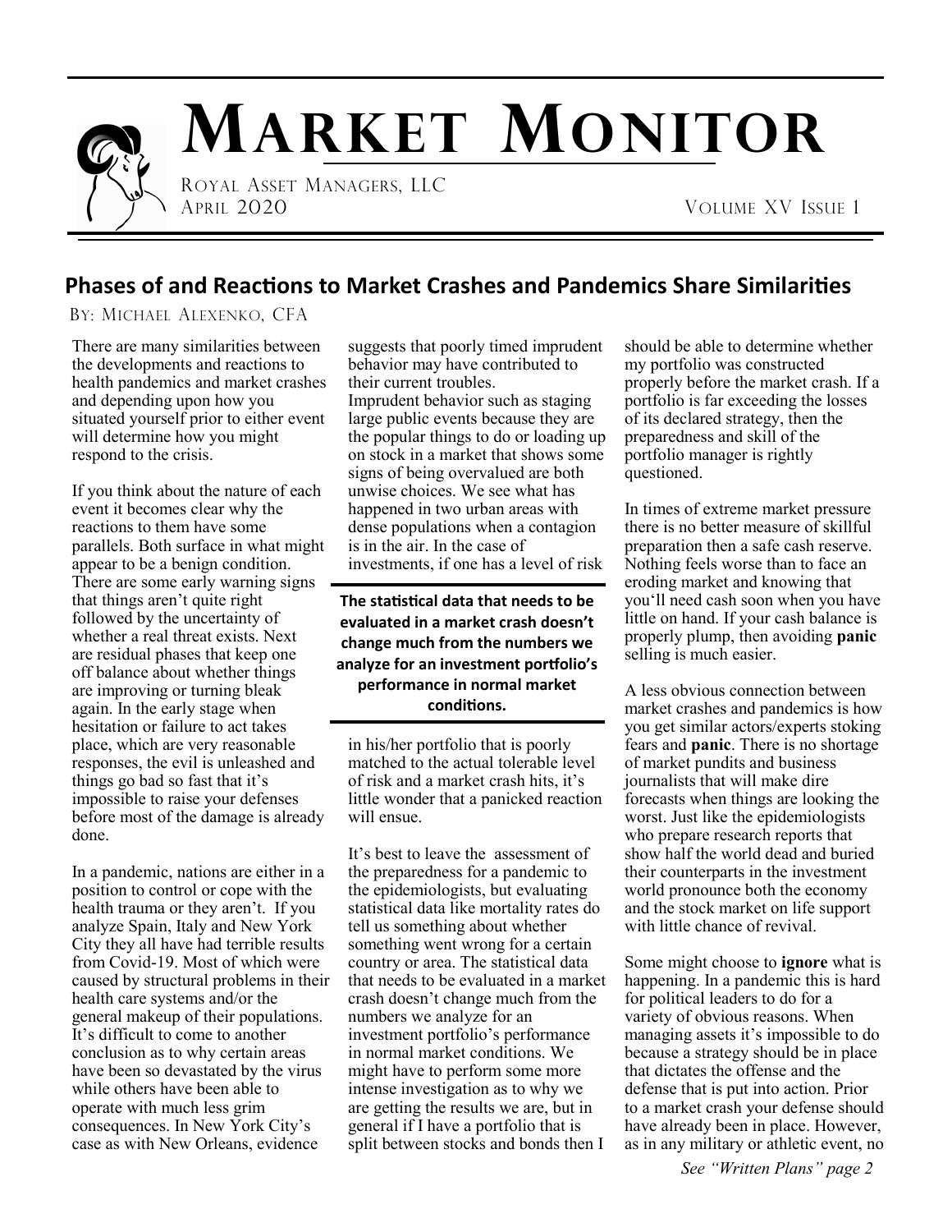# Market Monitor

Royal Asset Managers, LLC

April 2020 Volume XV Issue 1

## Phases of and Reactions to Market Crashes and Pandemics Share Similarities

By: Michael Alexenko, CFA

There are many similarities between the developments and reactions to health pandemics and market crashes and depending upon how you situated yourself prior to either event will determine how you might respond to the crisis.

If you think about the nature of each event it becomes clear why the reactions to them have some parallels. Both surface in what might appear to be a benign condition. There are some early warning signs that things aren't quite right followed by the uncertainty of whether a real threat exists. Next are residual phases that keep one off balance about whether things are improving or turning bleak again. In the early stage when hesitation or failure to act takes place, which are very reasonable responses, the evil is unleashed and things go bad so fast that it's impossible to raise your defenses before most of the damage is already done.

In a pandemic, nations are either in a position to control or cope with the health trauma or they aren't. If you analyze Spain, Italy and New York City they all have had terrible results from Covid-19. Most of which were caused by structural problems in their health care systems and/or the general makeup of their populations. It's difficult to come to another conclusion as to why certain areas have been so devastated by the virus while others have been able to operate with much less grim consequences. In New York City's case as with New Orleans, evidence suggests that poorly timed imprudent behavior may have contributed to their current troubles. Imprudent behavior such as staging large public events because they are the popular things to do or loading up on stock in a market that shows some signs of being overvalued are both unwise choices. We see what has happened in two urban areas with dense populations when a contagion is in the air. In the case of investments, if one has a level of risk in his/her portfolio that is poorly matched to the actual tolerable level of risk and a market crash hits, it's little wonder that a panicked reaction will ensue.

**The statistical data that needs to be evaluated in a market crash doesn't change much from the numbers we analyze for an investment portfolio's performance in normal market conditions.**

It's best to leave the assessment of the preparedness for a pandemic to the epidemiologists, but evaluating statistical data like mortality rates do tell us something about whether something went wrong for a certain country or area. The statistical data that needs to be evaluated in a market crash doesn't change much from the numbers we analyze for an investment portfolio's performance in normal market conditions. We might have to perform some more intense investigation as to why we are getting the results we are, but in general if I have a portfolio that is split between stocks and bonds then I should be able to determine whether my portfolio was constructed properly before the market crash. If a portfolio is far exceeding the losses of its declared strategy, then the preparedness and skill of the portfolio manager is rightly questioned.

In times of extreme market pressure there is no better measure of skillful preparation then a safe cash reserve. Nothing feels worse than to face an eroding market and knowing that you'll need cash soon when you have little on hand. If your cash balance is properly plump, then avoiding **panic** selling is much easier.

A less obvious connection between market crashes and pandemics is how you get similar actors/experts stoking fears and **panic**. There is no shortage of market pundits and business journalists that will make dire forecasts when things are looking the worst. Just like the epidemiologists who prepare research reports that show half the world dead and buried their counterparts in the investment world pronounce both the economy and the stock market on life support with little chance of revival.

Some might choose to **ignore** what is happening. In a pandemic this is hard for political leaders to do for a variety of obvious reasons. When managing assets it's impossible to do because a strategy should be in place that dictates the offense and the defense that is put into action. Prior to a market crash your defense should have already been in place. However, as in any military or athletic event, no

*See "Written Plans" page 2*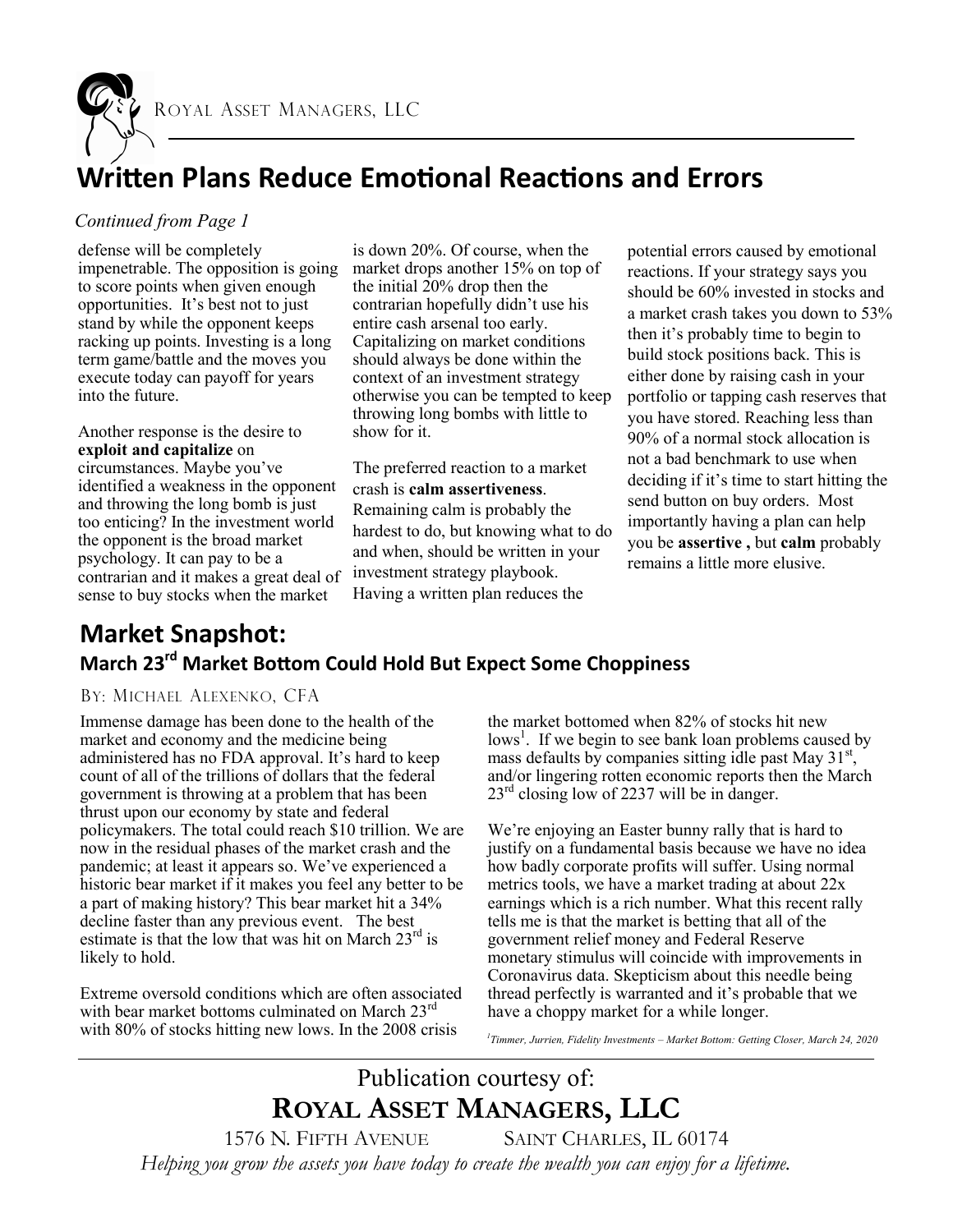ROYAL ASSET MANAGERS, LLC

# Written Plans Reduce Emotional Reactions and Errors

*Continued from Page 1*

defense will be completely impenetrable. The opposition is going to score points when given enough opportunities. It's best not to just stand by while the opponent keeps racking up points. Investing is a long term game/battle and the moves you execute today can payoff for years into the future.

Another response is the desire to **exploit and capitalize** on circumstances. Maybe you've identified a weakness in the opponent and throwing the long bomb is just too enticing? In the investment world the opponent is the broad market psychology. It can pay to be a contrarian and it makes a great deal of sense to buy stocks when the market is down 20%. Of course, when the market drops another 15% on top of the initial 20% drop then the contrarian hopefully didn't use his entire cash arsenal too early. Capitalizing on market conditions should always be done within the context of an investment strategy otherwise you can be tempted to keep throwing long bombs with little to show for it.

The preferred reaction to a market crash is **calm assertiveness**. Remaining calm is probably the hardest to do, but knowing what to do and when, should be written in your investment strategy playbook. Having a written plan reduces the potential errors caused by emotional reactions. If your strategy says you should be 60% invested in stocks and a market crash takes you down to 53% then it's probably time to begin to build stock positions back. This is either done by raising cash in your portfolio or tapping cash reserves that you have stored. Reaching less than 90% of a normal stock allocation is not a bad benchmark to use when deciding if it's time to start hitting the send button on buy orders. Most importantly having a plan can help you be **assertive ,** but **calm** probably remains a little more elusive.

# Market Snapshot:

## March 23rd Market Bottom Could Hold But Expect Some Choppiness

BY: MICHAEL ALEXENKO, CFA

Immense damage has been done to the health of the market and economy and the medicine being administered has no FDA approval. It's hard to keep count of all of the trillions of dollars that the federal government is throwing at a problem that has been thrust upon our economy by state and federal policymakers. The total could reach $10 trillion. We are now in the residual phases of the market crash and the pandemic; at least it appears so. We've experienced a historic bear market if it makes you feel any better to be a part of making history? This bear market hit a 34% decline faster than any previous event. The best estimate is that the low that was hit on March 23rd is likely to hold.

Extreme oversold conditions which are often associated with bear market bottoms culminated on March 23rd with 80% of stocks hitting new lows. In the 2008 crisis the market bottomed when 82% of stocks hit new lows[1]. If we begin to see bank loan problems caused by mass defaults by companies sitting idle past May 31st, and/or lingering rotten economic reports then the March 23rd closing low of 2237 will be in danger.

We're enjoying an Easter bunny rally that is hard to justify on a fundamental basis because we have no idea how badly corporate profits will suffer. Using normal metrics tools, we have a market trading at about 22x earnings which is a rich number. What this recent rally tells me is that the market is betting that all of the government relief money and Federal Reserve monetary stimulus will coincide with improvements in Coronavirus data. Skepticism about this needle being thread perfectly is warranted and it's probable that we have a choppy market for a while longer.

*[1] Timmer, Jurrien, Fidelity Investments – Market Bottom: Getting Closer, March 24, 2020*

Publication courtesy of:

**ROYAL ASSET MANAGERS, LLC**

1576 N. FIFTH AVENUE SAINT CHARLES, IL 60174

*Helping you grow the assets you have today to create the wealth you can enjoy for a lifetime.*